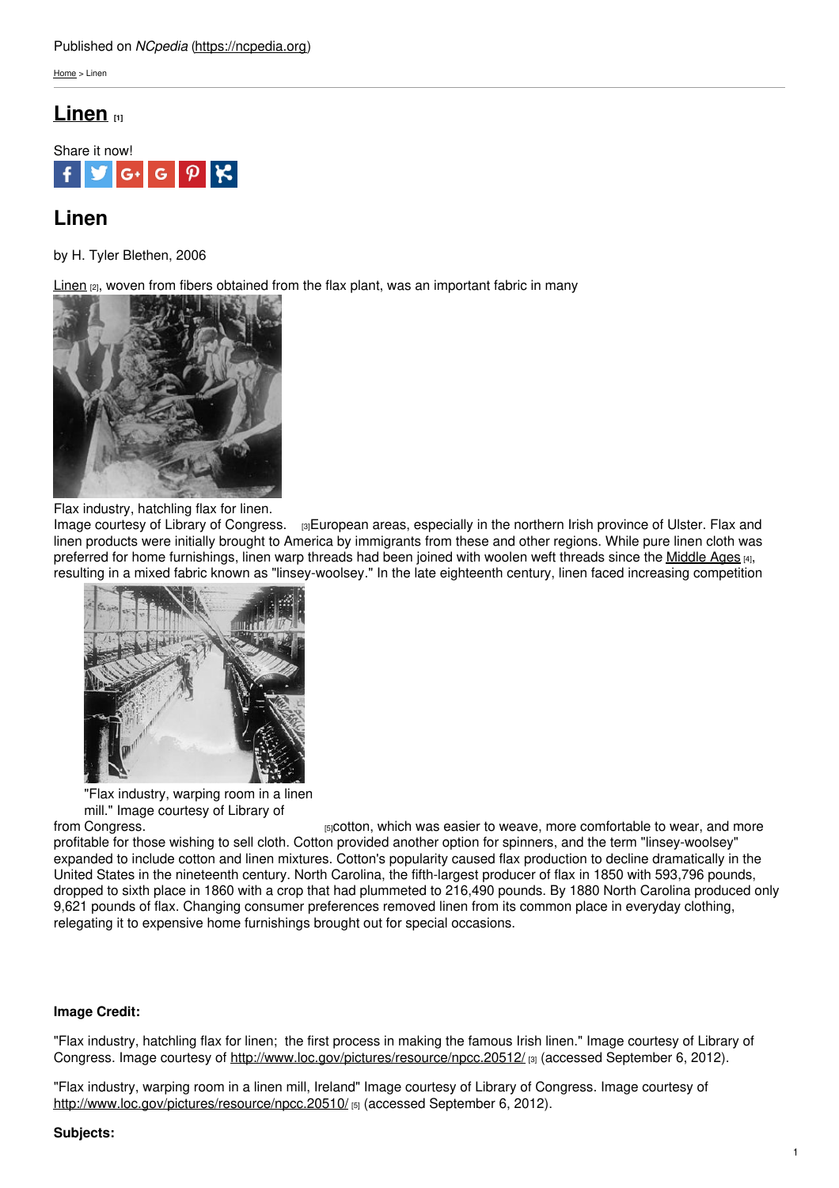Published on *NCpedia* (https://ncpedia.org)

Home > Linen

# Linen [1]

Share it now!

## Linen

by H. Tyler Blethen, 2006

Linen [2], woven from fibers obtained from the flax plant, was an important fabric in many European areas, especially in the northern Irish province of Ulster. Flax and linen products were initially brought to America by immigrants from these and other regions. While pure linen cloth was preferred for home furnishings, linen warp threads had been joined with woolen weft threads since the Middle Ages [4], resulting in a mixed fabric known as "linsey-woolsey." In the late eighteenth century, linen faced increasing competition from cotton, which was easier to weave, more comfortable to wear, and more profitable for those wishing to sell cloth. Cotton provided another option for spinners, and the term "linsey-woolsey" expanded to include cotton and linen mixtures. Cotton's popularity caused flax production to decline dramatically in the United States in the nineteenth century. North Carolina, the fifth-largest producer of flax in 1850 with 593,796 pounds, dropped to sixth place in 1860 with a crop that had plummeted to 216,490 pounds. By 1880 North Carolina produced only 9,621 pounds of flax. Changing consumer preferences removed linen from its common place in everyday clothing, relegating it to expensive home furnishings brought out for special occasions.

Flax industry, hatchling flax for linen. Image courtesy of Library of Congress. [3]

"Flax industry, warping room in a linen mill." Image courtesy of Library of Congress. [5]

**Image Credit:**

"Flax industry, hatchling flax for linen; the first process in making the famous Irish linen." Image courtesy of Library of Congress. Image courtesy of http://www.loc.gov/pictures/resource/npcc.20512/ [3] (accessed September 6, 2012).

"Flax industry, warping room in a linen mill, Ireland" Image courtesy of Library of Congress. Image courtesy of http://www.loc.gov/pictures/resource/npcc.20510/ [5] (accessed September 6, 2012).

**Subjects:**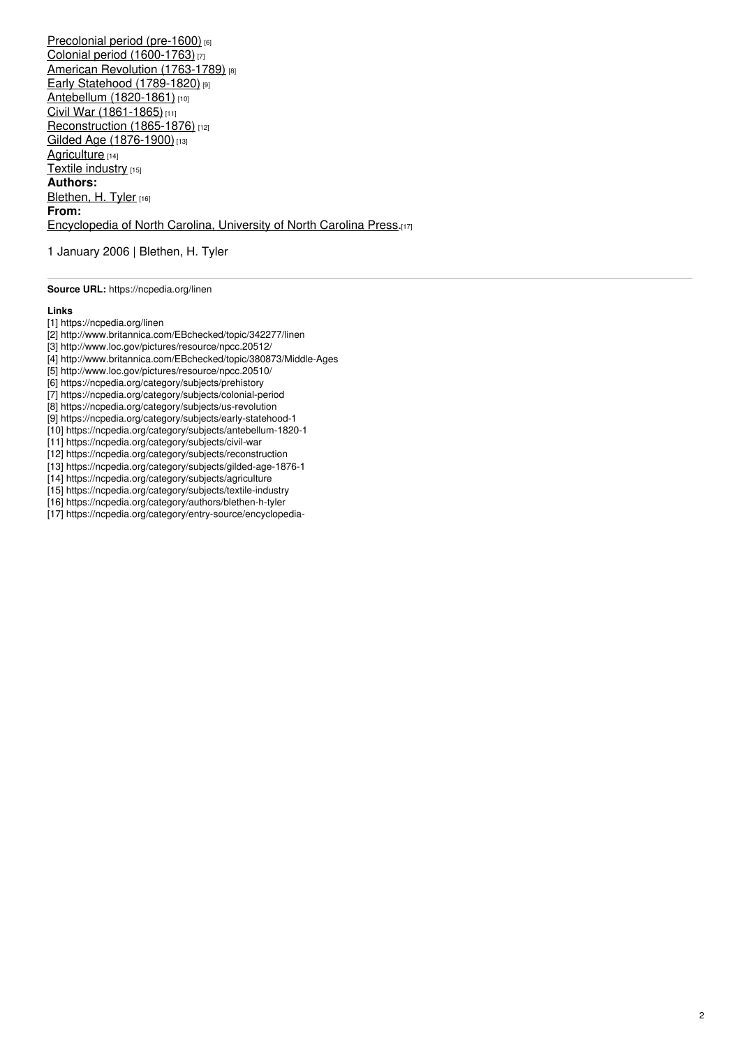Precolonial period (pre-1600) [6]
Colonial period (1600-1763) [7]
American Revolution (1763-1789) [8]
Early Statehood (1789-1820) [9]
Antebellum (1820-1861) [10]
Civil War (1861-1865) [11]
Reconstruction (1865-1876) [12]
Gilded Age (1876-1900) [13]
Agriculture [14]
Textile industry [15]

**Authors:**

Blethen, H. Tyler [16]

**From:**

Encyclopedia of North Carolina, University of North Carolina Press.[17]

1 January 2006 | Blethen, H. Tyler

---

**Source URL:** https://ncpedia.org/linen

**Links**

[1] https://ncpedia.org/linen
[2] http://www.britannica.com/EBchecked/topic/342277/linen
[3] http://www.loc.gov/pictures/resource/npcc.20512/
[4] http://www.britannica.com/EBchecked/topic/380873/Middle-Ages
[5] http://www.loc.gov/pictures/resource/npcc.20510/
[6] https://ncpedia.org/category/subjects/prehistory
[7] https://ncpedia.org/category/subjects/colonial-period
[8] https://ncpedia.org/category/subjects/us-revolution
[9] https://ncpedia.org/category/subjects/early-statehood-1
[10] https://ncpedia.org/category/subjects/antebellum-1820-1
[11] https://ncpedia.org/category/subjects/civil-war
[12] https://ncpedia.org/category/subjects/reconstruction
[13] https://ncpedia.org/category/subjects/gilded-age-1876-1
[14] https://ncpedia.org/category/subjects/agriculture
[15] https://ncpedia.org/category/subjects/textile-industry
[16] https://ncpedia.org/category/authors/blethen-h-tyler
[17] https://ncpedia.org/category/entry-source/encyclopedia-